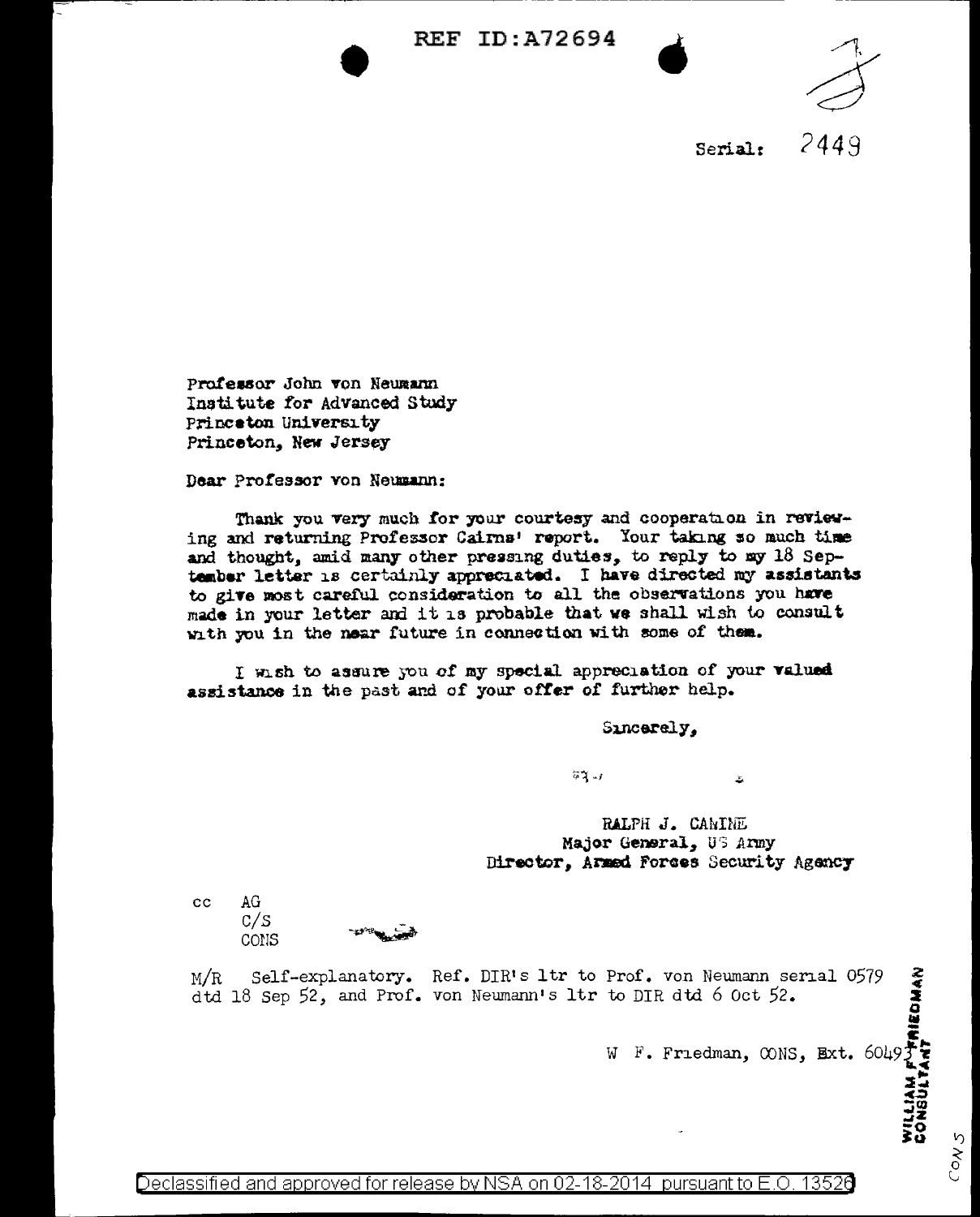REF ID:A72694

Serial: 2449

Professor John von Neumann
Institute for Advanced Study
Princeton University
Princeton, New Jersey

Dear Professor von Neumann:

Thank you very much for your courtesy and cooperation in reviewing and returning Professor Cairns' report. Your taking so much time and thought, amid many other pressing duties, to reply to my 18 September letter is certainly appreciated. I have directed my assistants to give most careful consideration to all the observations you have made in your letter and it is probable that we shall wish to consult with you in the near future in connection with some of them.

I wish to assure you of my special appreciation of your valued assistance in the past and of your offer of further help.

Sincerely,

RALPH J. CANINE
Major General, US Army
Director, Armed Forces Security Agency

cc AG
C/S
CONS

M/R Self-explanatory. Ref. DIR's ltr to Prof. von Neumann serial 0579 dtd 18 Sep 52, and Prof. von Neumann's ltr to DIR dtd 6 Oct 52.

W F. Friedman, CONS, Ext. 60493

WILLIAM F. FRIEDMAN
CONSULTANT

CONS

Declassified and approved for release by NSA on 02-18-2014 pursuant to E.O. 13526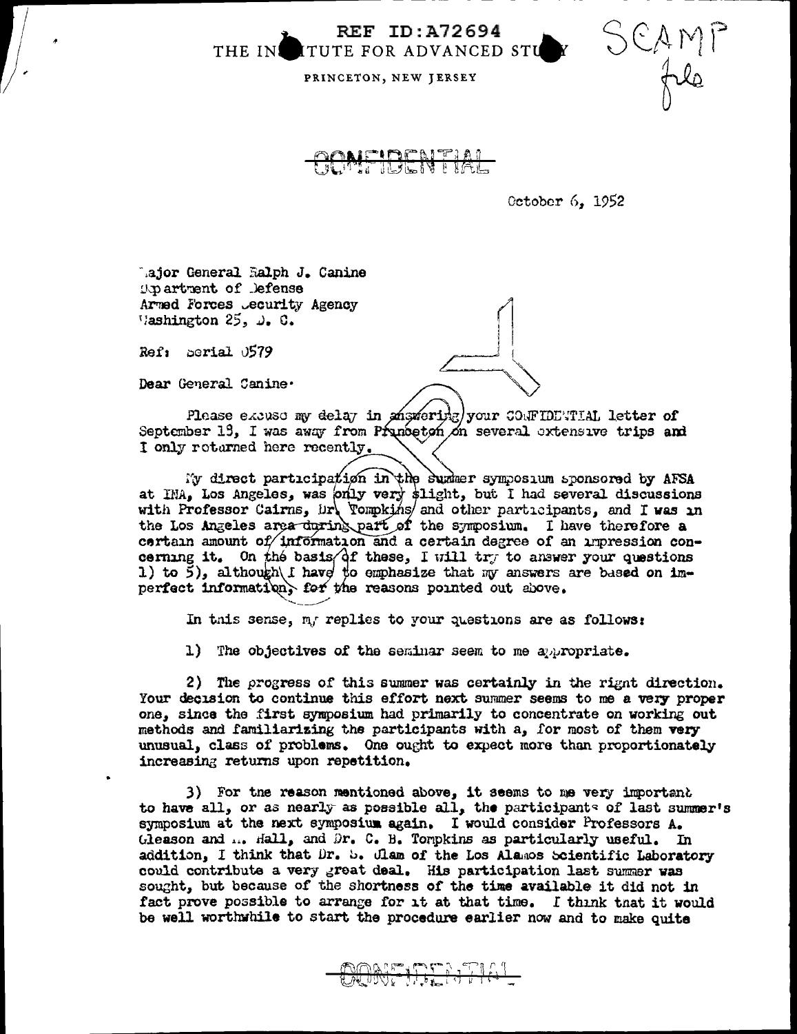REF ID:A72694

THE INSTITUTE FOR ADVANCED STUDY

PRINCETON, NEW JERSEY

SCAMP file

CONFIDENTIAL

October 6, 1952

Major General Ralph J. Canine
Department of Defense
Armed Forces Security Agency
Washington 25, D. C.

Ref: Serial 0579

Dear General Canine:

Please excuse my delay in answering your CONFIDENTIAL letter of September 18, I was away from Princeton on several extensive trips and I only returned here recently.

My direct participation in the summer symposium sponsored by AFSA at INA, Los Angeles, was only very slight, but I had several discussions with Professor Cairns, Dr. Tompkins and other participants, and I was in the Los Angeles area during part of the symposium. I have therefore a certain amount of information and a certain degree of an impression concerning it. On the basis of these, I will try to answer your questions 1) to 5), although I have to emphasize that my answers are based on imperfect information, for the reasons pointed out above.

In this sense, my replies to your questions are as follows:

1) The objectives of the seminar seem to me appropriate.

2) The progress of this summer was certainly in the right direction. Your decision to continue this effort next summer seems to me a very proper one, since the first symposium had primarily to concentrate on working out methods and familiarizing the participants with a, for most of them very unusual, class of problems. One ought to expect more than proportionately increasing returns upon repetition.

3) For the reason mentioned above, it seems to me very important to have all, or as nearly as possible all, the participants of last summer's symposium at the next symposium again. I would consider Professors A. Gleason and M. Hall, and Dr. C. B. Tompkins as particularly useful. In addition, I think that Dr. S. Ulam of the Los Alamos Scientific Laboratory could contribute a very great deal. His participation last summer was sought, but because of the shortness of the time available it did not in fact prove possible to arrange for it at that time. I think that it would be well worthwhile to start the procedure earlier now and to make quite

CONFIDENTIAL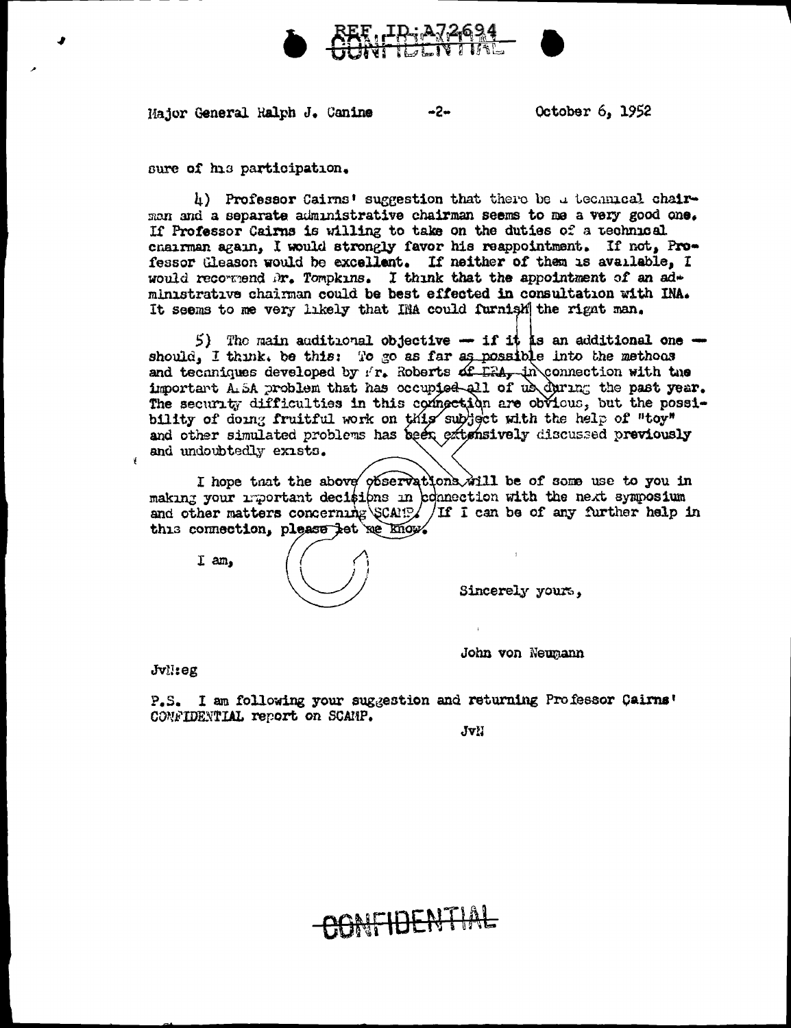REF ID:A72694
CONFIDENTIAL

Major General Ralph J. Canine -2- October 6, 1952

sure of his participation.

4) Professor Cairns' suggestion that there be a technical chairman and a separate administrative chairman seems to me a very good one. If Professor Cairns is willing to take on the duties of a technical chairman again, I would strongly favor his reappointment. If not, Professor Gleason would be excellent. If neither of them is available, I would recommend Dr. Tompkins. I think that the appointment of an administrative chairman could be best effected in consultation with INA. It seems to me very likely that INA could furnish the right man.

5) The main additional objective — if it is an additional one — should, I think, be this: To go as far as possible into the methods and techniques developed by Mr. Roberts of ERA, in connection with the important AFSA problem that has occupied all of us during the past year. The security difficulties in this connection are obvious, but the possibility of doing fruitful work on this subject with the help of "toy" and other simulated problems has been extensively discussed previously and undoubtedly exists.

I hope that the above observations will be of some use to you in making your important decisions in connection with the next symposium and other matters concerning SCAMP. If I can be of any further help in this connection, please let me know.

I am,

Sincerely yours,

John von Neumann

JvN:eg

P.S. I am following your suggestion and returning Professor Cairns' CONFIDENTIAL report on SCAMP.

JvN

CONFIDENTIAL